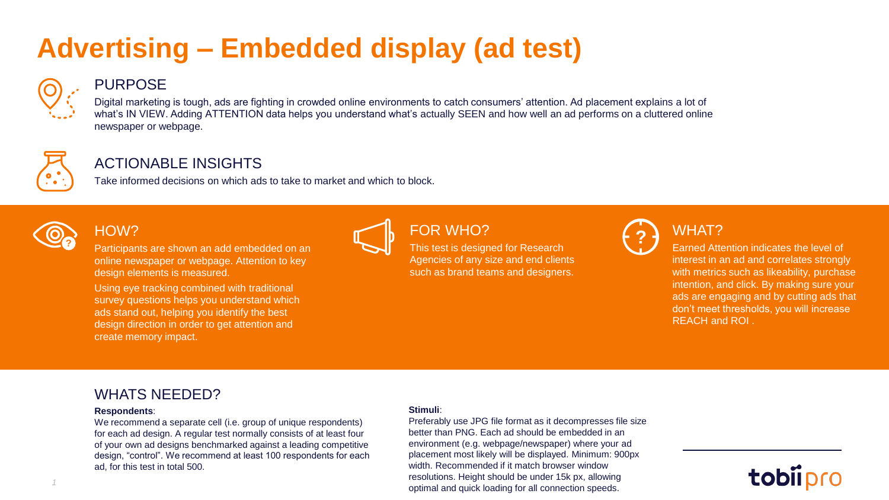# Advertising – Embedded display (ad test)

## PURPOSE

Digital marketing is tough, ads are fighting in crowded online environments to catch consumers' attention. Ad placement explains a lot of what's IN VIEW. Adding ATTENTION data helps you understand what's actually SEEN and how well an ad performs on a cluttered online newspaper or webpage.

## ACTIONABLE INSIGHTS

Take informed decisions on which ads to take to market and which to block.

## HOW?

Participants are shown an add embedded on an online newspaper or webpage. Attention to key design elements is measured.

Using eye tracking combined with traditional survey questions helps you understand which ads stand out, helping you identify the best design direction in order to get attention and create memory impact.

## FOR WHO?

This test is designed for Research Agencies of any size and end clients such as brand teams and designers.

## WHAT?

Earned Attention indicates the level of interest in an ad and correlates strongly with metrics such as likeability, purchase intention, and click. By making sure your ads are engaging and by cutting ads that don't meet thresholds, you will increase REACH and ROI .

## WHATS NEEDED?

**Respondents**:

We recommend a separate cell (i.e. group of unique respondents) for each ad design. A regular test normally consists of at least four of your own ad designs benchmarked against a leading competitive design, "control". We recommend at least 100 respondents for each ad, for this test in total 500.

**Stimuli**:

Preferably use JPG file format as it decompresses file size better than PNG. Each ad should be embedded in an environment (e.g. webpage/newspaper) where your ad placement most likely will be displayed. Minimum: 900px width. Recommended if it match browser window resolutions. Height should be under 15k px, allowing optimal and quick loading for all connection speeds.

tobiipro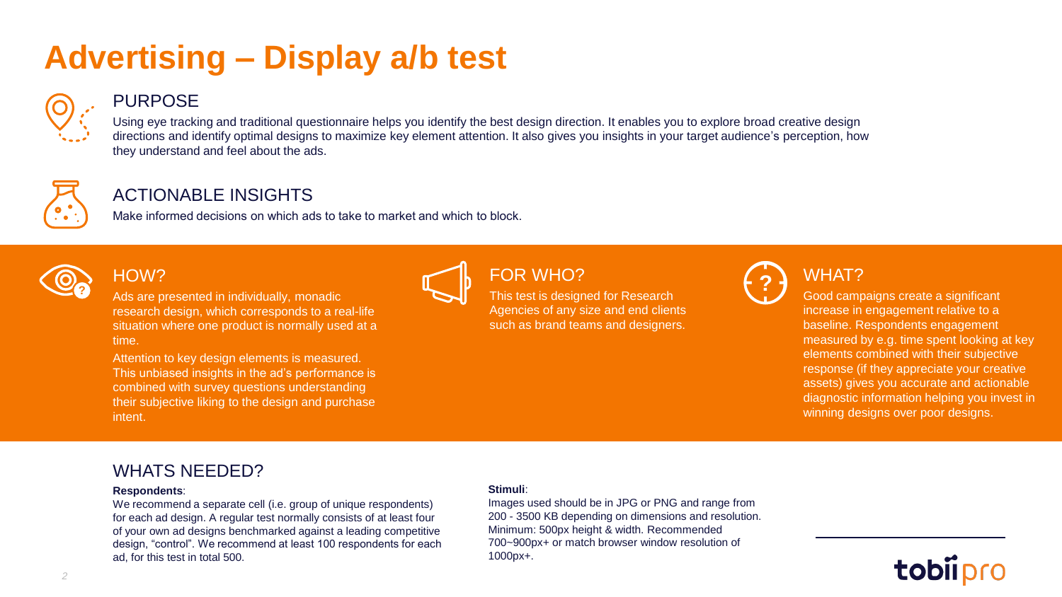# Advertising – Display a/b test

## PURPOSE

Using eye tracking and traditional questionnaire helps you identify the best design direction. It enables you to explore broad creative design directions and identify optimal designs to maximize key element attention. It also gives you insights in your target audience's perception, how they understand and feel about the ads.

## ACTIONABLE INSIGHTS

Make informed decisions on which ads to take to market and which to block.

## HOW?

Ads are presented in individually, monadic research design, which corresponds to a real-life situation where one product is normally used at a time.

Attention to key design elements is measured. This unbiased insights in the ad's performance is combined with survey questions understanding their subjective liking to the design and purchase intent.

## FOR WHO?

This test is designed for Research Agencies of any size and end clients such as brand teams and designers.

## WHAT?

Good campaigns create a significant increase in engagement relative to a baseline. Respondents engagement measured by e.g. time spent looking at key elements combined with their subjective response (if they appreciate your creative assets) gives you accurate and actionable diagnostic information helping you invest in winning designs over poor designs.

## WHATS NEEDED?

**Respondents**:

We recommend a separate cell (i.e. group of unique respondents) for each ad design. A regular test normally consists of at least four of your own ad designs benchmarked against a leading competitive design, "control". We recommend at least 100 respondents for each ad, for this test in total 500.

**Stimuli**:

Images used should be in JPG or PNG and range from 200 - 3500 KB depending on dimensions and resolution. Minimum: 500px height & width. Recommended 700~900px+ or match browser window resolution of 1000px+.

tobiipro